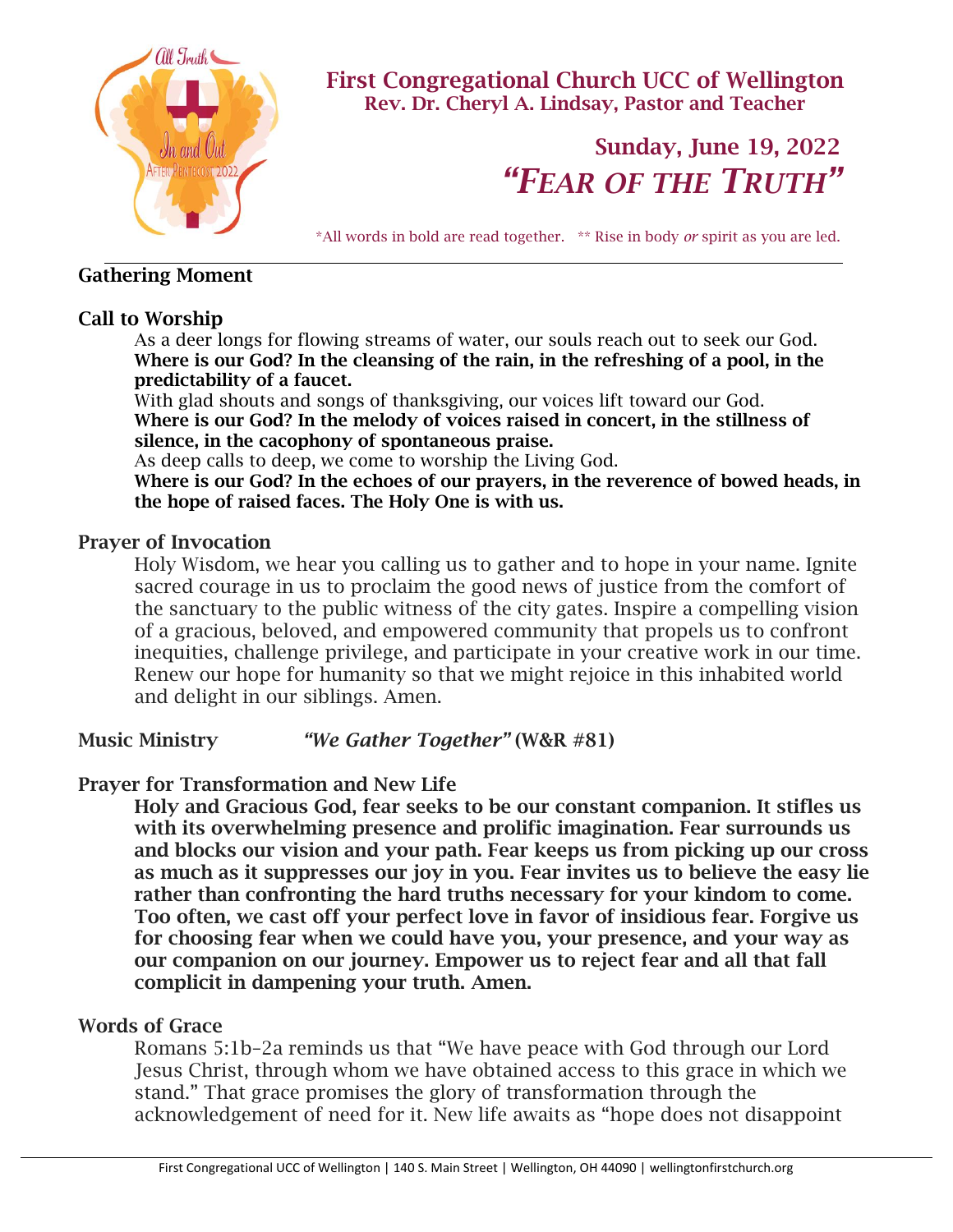# First Congregational Church UCC of Wellington

**Rev. Dr. Cheryl A. Lindsay, Pastor and Teacher**

## Sunday, June 19, 2022

## *"Fear of the Truth"*

*All words in bold are read together. ** Rise in body *or* spirit as you are led.

---

### Gathering Moment

### Call to Worship

As a deer longs for flowing streams of water, our souls reach out to seek our God.
**Where is our God? In the cleansing of the rain, in the refreshing of a pool, in the predictability of a faucet.**
With glad shouts and songs of thanksgiving, our voices lift toward our God.
**Where is our God? In the melody of voices raised in concert, in the stillness of silence, in the cacophony of spontaneous praise.**
As deep calls to deep, we come to worship the Living God.
**Where is our God? In the echoes of our prayers, in the reverence of bowed heads, in the hope of raised faces. The Holy One is with us.**

### Prayer of Invocation

Holy Wisdom, we hear you calling us to gather and to hope in your name. Ignite sacred courage in us to proclaim the good news of justice from the comfort of the sanctuary to the public witness of the city gates. Inspire a compelling vision of a gracious, beloved, and empowered community that propels us to confront inequities, challenge privilege, and participate in your creative work in our time. Renew our hope for humanity so that we might rejoice in this inhabited world and delight in our siblings. Amen.

### Music Ministry *"We Gather Together"* (W&R #81)

### Prayer for Transformation and New Life

**Holy and Gracious God, fear seeks to be our constant companion. It stifles us with its overwhelming presence and prolific imagination. Fear surrounds us and blocks our vision and your path. Fear keeps us from picking up our cross as much as it suppresses our joy in you. Fear invites us to believe the easy lie rather than confronting the hard truths necessary for your kindom to come. Too often, we cast off your perfect love in favor of insidious fear. Forgive us for choosing fear when we could have you, your presence, and your way as our companion on our journey. Empower us to reject fear and all that fall complicit in dampening your truth. Amen.**

### Words of Grace

Romans 5:1b–2a reminds us that "We have peace with God through our Lord Jesus Christ, through whom we have obtained access to this grace in which we stand." That grace promises the glory of transformation through the acknowledgement of need for it. New life awaits as "hope does not disappoint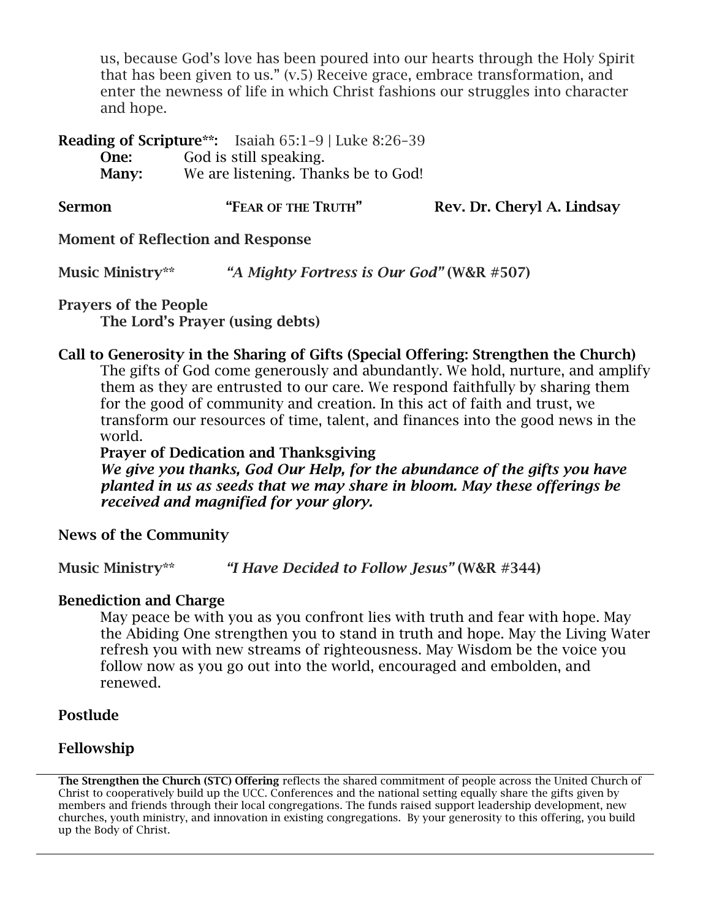us, because God's love has been poured into our hearts through the Holy Spirit that has been given to us." (v.5) Receive grace, embrace transformation, and enter the newness of life in which Christ fashions our struggles into character and hope.

**Reading of Scripture\*\*:** Isaiah 65:1-9 | Luke 8:26-39

**One:** God is still speaking.
**Many:** We are listening. Thanks be to God!

**Sermon** **"Fear of the Truth"** **Rev. Dr. Cheryl A. Lindsay**

**Moment of Reflection and Response**

**Music Ministry\*\*** ***"A Mighty Fortress is Our God"*** **(W&R #507)**

**Prayers of the People**
**The Lord's Prayer (using debts)**

**Call to Generosity in the Sharing of Gifts (Special Offering: Strengthen the Church)**

The gifts of God come generously and abundantly. We hold, nurture, and amplify them as they are entrusted to our care. We respond faithfully by sharing them for the good of community and creation. In this act of faith and trust, we transform our resources of time, talent, and finances into the good news in the world.

**Prayer of Dedication and Thanksgiving**

***We give you thanks, God Our Help, for the abundance of the gifts you have planted in us as seeds that we may share in bloom. May these offerings be received and magnified for your glory.***

**News of the Community**

**Music Ministry\*\*** ***"I Have Decided to Follow Jesus"*** **(W&R #344)**

**Benediction and Charge**

May peace be with you as you confront lies with truth and fear with hope. May the Abiding One strengthen you to stand in truth and hope. May the Living Water refresh you with new streams of righteousness. May Wisdom be the voice you follow now as you go out into the world, encouraged and embolden, and renewed.

**Postlude**

**Fellowship**

---

**The Strengthen the Church (STC) Offering** reflects the shared commitment of people across the United Church of Christ to cooperatively build up the UCC. Conferences and the national setting equally share the gifts given by members and friends through their local congregations. The funds raised support leadership development, new churches, youth ministry, and innovation in existing congregations. By your generosity to this offering, you build up the Body of Christ.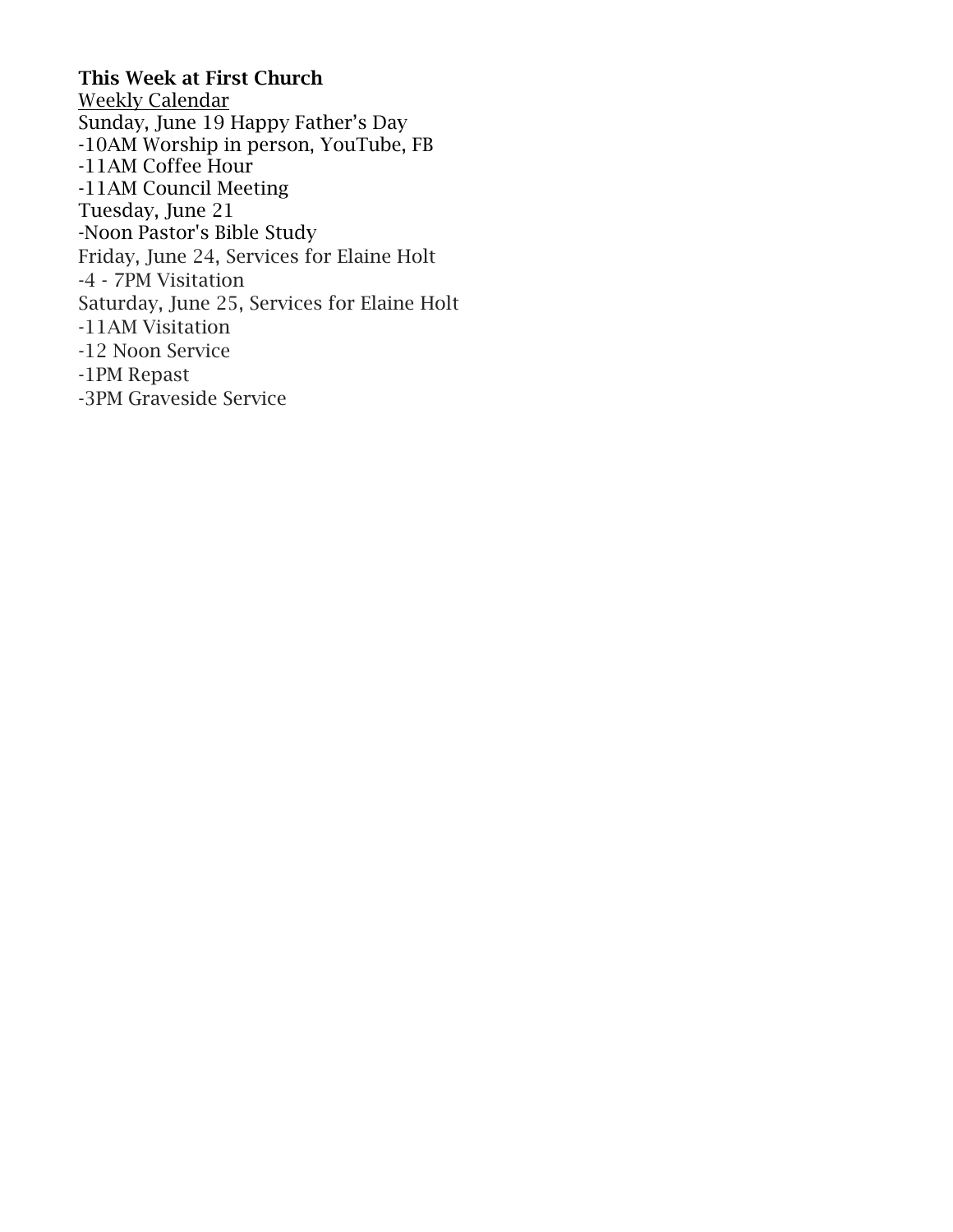**This Week at First Church**

Weekly Calendar

Sunday, June 19 Happy Father's Day
-10AM Worship in person, YouTube, FB
-11AM Coffee Hour
-11AM Council Meeting

Tuesday, June 21
-Noon Pastor's Bible Study

Friday, June 24, Services for Elaine Holt
-4 - 7PM Visitation

Saturday, June 25, Services for Elaine Holt
-11AM Visitation
-12 Noon Service
-1PM Repast
-3PM Graveside Service